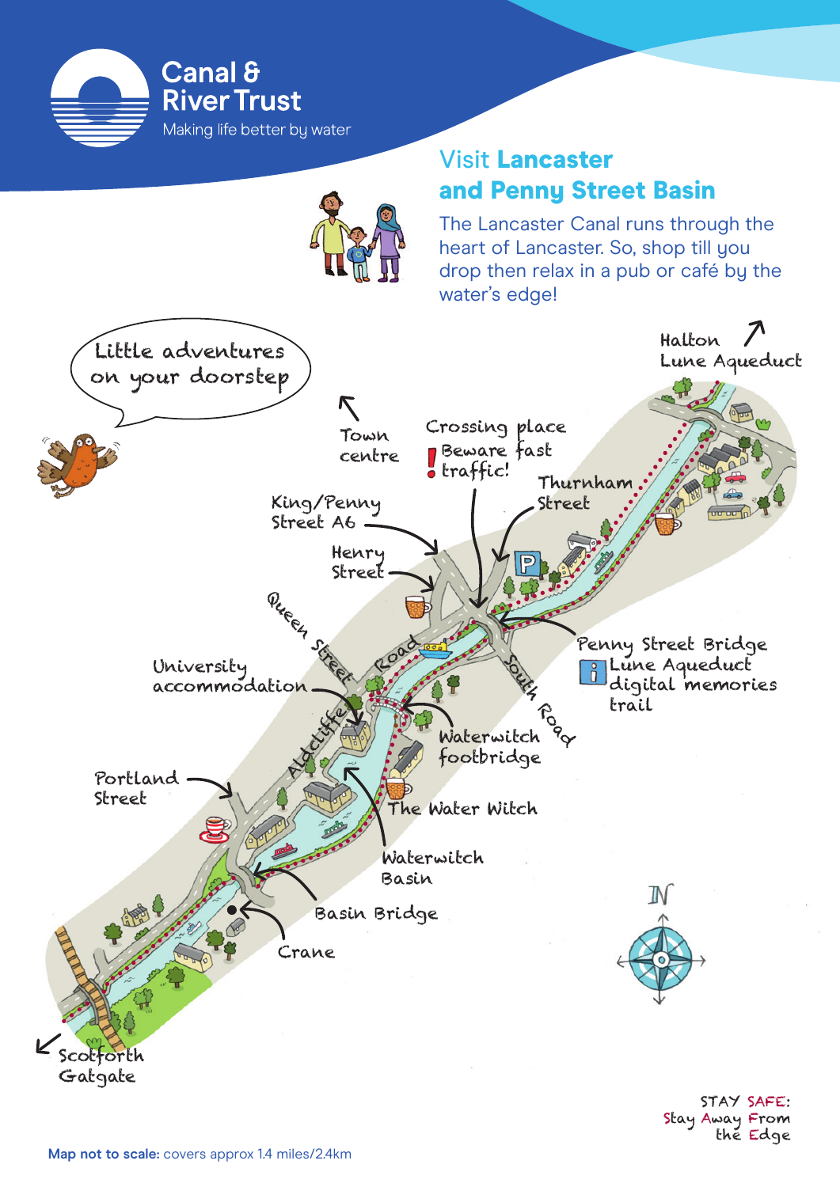Canal & River Trust

Making life better by water

# Visit Lancaster and Penny Street Basin

The Lancaster Canal runs through the heart of Lancaster. So, shop till you drop then relax in a pub or café by the water's edge!

Little adventures on your doorstep

Halton Lune Aqueduct

Town centre

Crossing place
! Beware fast traffic!

Thurnham Street

King/Penny Street A6

Henry Street

Queen Street

Road

Penny Street Bridge

Lune Aqueduct digital memories trail

South Road

University accommodation

Aldcliffe

Waterwitch footbridge

Portland Street

The Water Witch

Waterwitch Basin

Basin Bridge

Crane

N

Scotforth Gatgate

STAY SAFE: Stay Away From the Edge

**Map not to scale:** covers approx 1.4 miles/2.4km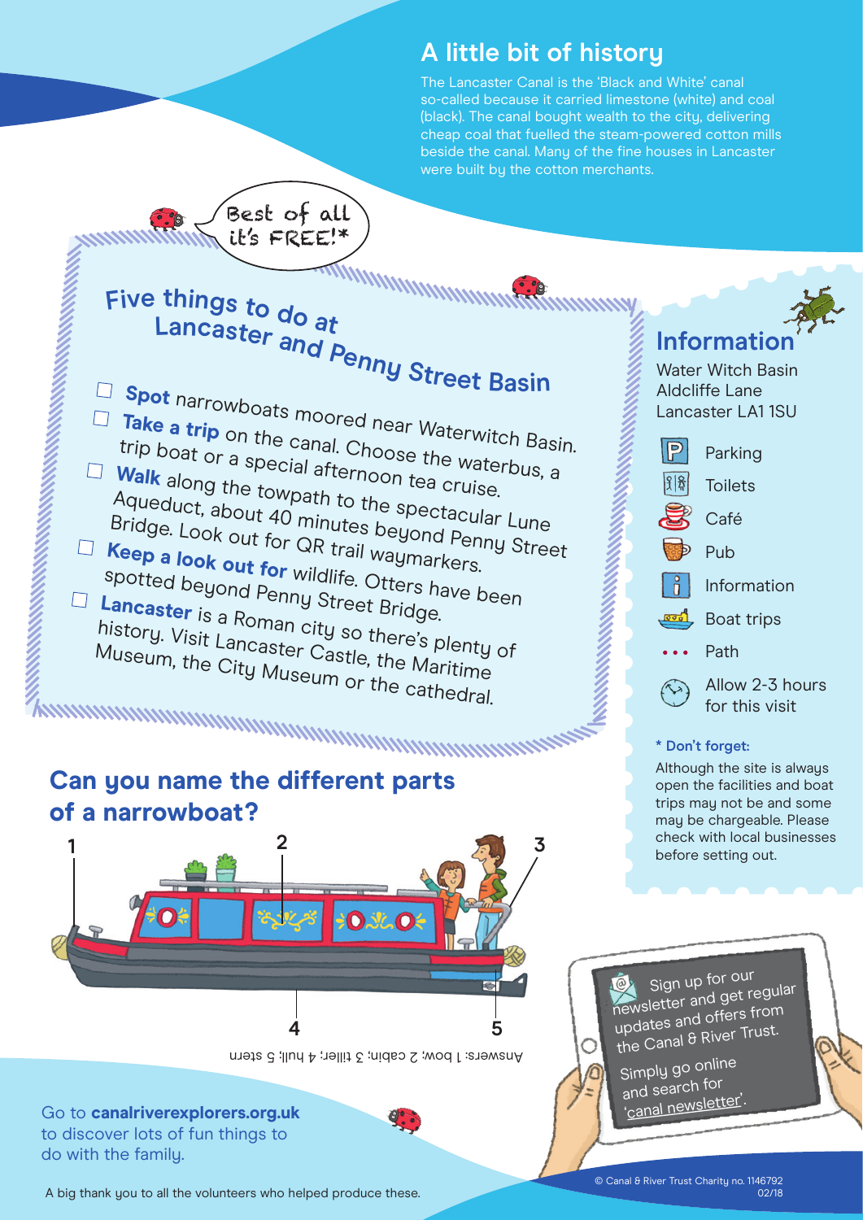## A little bit of history

The Lancaster Canal is the 'Black and White' canal so-called because it carried limestone (white) and coal (black). The canal bought wealth to the city, delivering cheap coal that fuelled the steam-powered cotton mills beside the canal. Many of the fine houses in Lancaster were built by the cotton merchants.

Best of all it's FREE!*

## Five things to do at Lancaster and Penny Street Basin

- [ ] **Spot** narrowboats moored near Waterwitch Basin.
- [ ] **Take a trip** on the canal. Choose the waterbus, a trip boat or a special afternoon tea cruise.
- [ ] **Walk** along the towpath to the spectacular Lune Aqueduct, about 40 minutes beyond Penny Street Bridge. Look out for QR trail waymarkers.
- [ ] **Keep a look out for** wildlife. Otters have been spotted beyond Penny Street Bridge.
- [ ] **Lancaster** is a Roman city so there's plenty of history. Visit Lancaster Castle, the Maritime Museum, the City Museum or the cathedral.

## Information

Water Witch Basin
Aldcliffe Lane
Lancaster LA1 1SU

- Parking
- Toilets
- Café
- Pub
- Information
- Boat trips
- Path
- Allow 2-3 hours for this visit

**\* Don't forget:**

Although the site is always open the facilities and boat trips may not be and some may be chargeable. Please check with local businesses before setting out.

## Can you name the different parts of a narrowboat?

1
2
3
4
5

Answers: 1 bow; 2 cabin; 3 tiller; 4 hull; 5 stern

Sign up for our newsletter and get regular updates and offers from the Canal & River Trust.

Simply go online and search for 'canal newsletter'.

Go to **canalriverexplorers.org.uk** to discover lots of fun things to do with the family.

A big thank you to all the volunteers who helped produce these.

© Canal & River Trust Charity no. 1146792
02/18